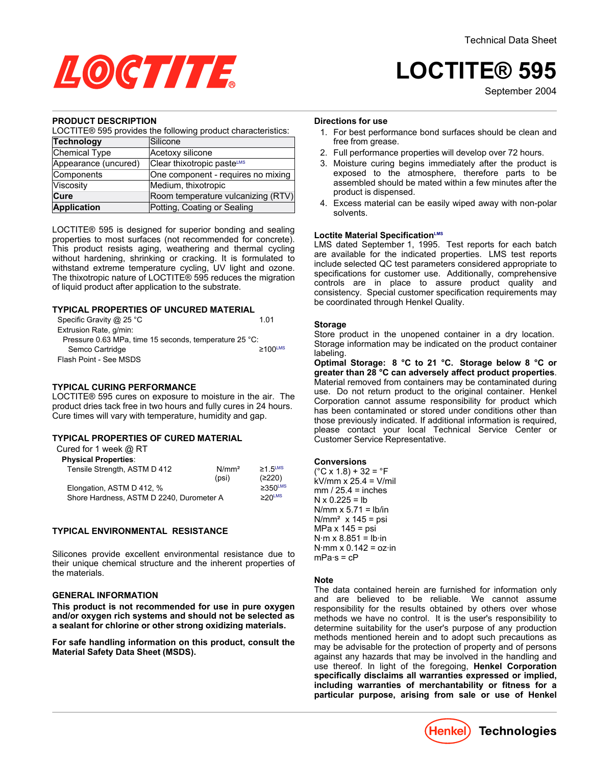Technical Data Sheet

# LOCTITE® 595

September 2004

## PRODUCT DESCRIPTION

LOCTITE® 595 provides the following product characteristics:

| **Technology** | Silicone |
|---|---|
| Chemical Type | Acetoxy silicone |
| Appearance (uncured) | Clear thixotropic paste[LMS] |
| Components | One component - requires no mixing |
| Viscosity | Medium, thixotropic |
| **Cure** | Room temperature vulcanizing (RTV) |
| **Application** | Potting, Coating or Sealing |

LOCTITE® 595 is designed for superior bonding and sealing properties to most surfaces (not recommended for concrete). This product resists aging, weathering and thermal cycling without hardening, shrinking or cracking. It is formulated to withstand extreme temperature cycling, UV light and ozone. The thixotropic nature of LOCTITE® 595 reduces the migration of liquid product after application to the substrate.

## TYPICAL PROPERTIES OF UNCURED MATERIAL

Specific Gravity @ 25 °C 1.01

Extrusion Rate, g/min:

Pressure 0.63 MPa, time 15 seconds, temperature 25 °C:

Semco Cartridge ≥100[LMS]

Flash Point - See MSDS

## TYPICAL CURING PERFORMANCE

LOCTITE® 595 cures on exposure to moisture in the air. The product dries tack free in two hours and fully cures in 24 hours. Cure times will vary with temperature, humidity and gap.

## TYPICAL PROPERTIES OF CURED MATERIAL

Cured for 1 week @ RT

**Physical Properties**:

| | | |
|---|---|---|
| Tensile Strength, ASTM D 412 | N/mm² (psi) | ≥1.5[LMS] (≥220) |
| Elongation, ASTM D 412, % | | ≥350[LMS] |
| Shore Hardness, ASTM D 2240, Durometer A | | ≥20[LMS] |

## TYPICAL ENVIRONMENTAL RESISTANCE

Silicones provide excellent environmental resistance due to their unique chemical structure and the inherent properties of the materials.

## GENERAL INFORMATION

**This product is not recommended for use in pure oxygen and/or oxygen rich systems and should not be selected as a sealant for chlorine or other strong oxidizing materials.**

**For safe handling information on this product, consult the Material Safety Data Sheet (MSDS).**

## Directions for use

1. For best performance bond surfaces should be clean and free from grease.
2. Full performance properties will develop over 72 hours.
3. Moisture curing begins immediately after the product is exposed to the atmosphere, therefore parts to be assembled should be mated within a few minutes after the product is dispensed.
4. Excess material can be easily wiped away with non-polar solvents.

## Loctite Material Specification[LMS]

LMS dated September 1, 1995. Test reports for each batch are available for the indicated properties. LMS test reports include selected QC test parameters considered appropriate to specifications for customer use. Additionally, comprehensive controls are in place to assure product quality and consistency. Special customer specification requirements may be coordinated through Henkel Quality.

## Storage

Store product in the unopened container in a dry location. Storage information may be indicated on the product container labeling.

**Optimal Storage: 8 °C to 21 °C. Storage below 8 °C or greater than 28 °C can adversely affect product properties**. Material removed from containers may be contaminated during use. Do not return product to the original container. Henkel Corporation cannot assume responsibility for product which has been contaminated or stored under conditions other than those previously indicated. If additional information is required, please contact your local Technical Service Center or Customer Service Representative.

## Conversions

(°C x 1.8) + 32 = °F
kV/mm x 25.4 = V/mil
mm / 25.4 = inches
N x 0.225 = lb
N/mm x 5.71 = lb/in
N/mm² x 145 = psi
MPa x 145 = psi
N·m x 8.851 = lb·in
N·mm x 0.142 = oz·in
mPa·s = cP

## Note

The data contained herein are furnished for information only and are believed to be reliable. We cannot assume responsibility for the results obtained by others over whose methods we have no control. It is the user's responsibility to determine suitability for the user's purpose of any production methods mentioned herein and to adopt such precautions as may be advisable for the protection of property and of persons against any hazards that may be involved in the handling and use thereof. In light of the foregoing, **Henkel Corporation specifically disclaims all warranties expressed or implied, including warranties of merchantability or fitness for a particular purpose, arising from sale or use of Henkel**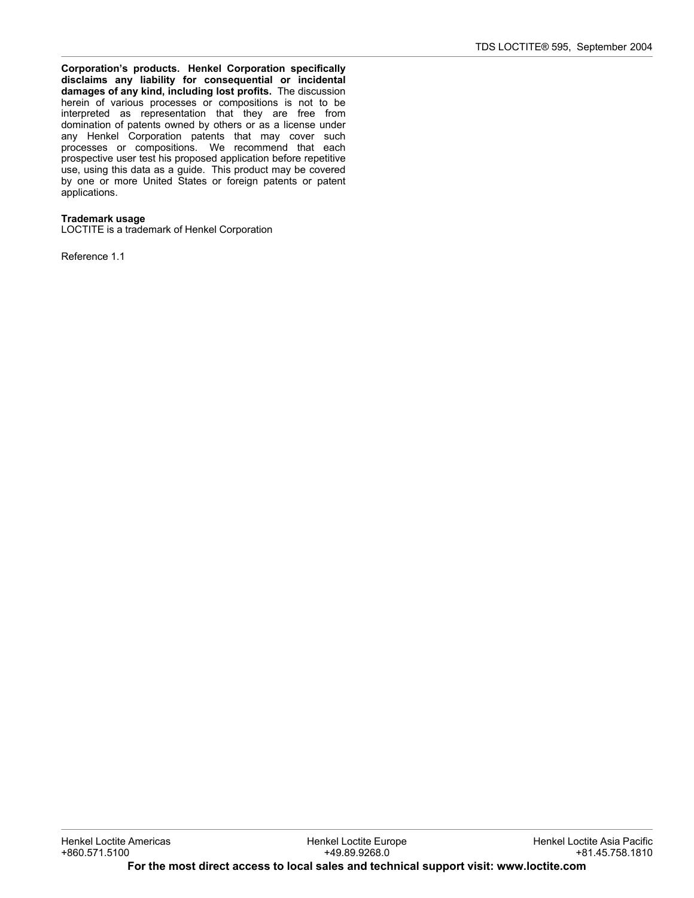**Corporation's products. Henkel Corporation specifically disclaims any liability for consequential or incidental damages of any kind, including lost profits.** The discussion herein of various processes or compositions is not to be interpreted as representation that they are free from domination of patents owned by others or as a license under any Henkel Corporation patents that may cover such processes or compositions. We recommend that each prospective user test his proposed application before repetitive use, using this data as a guide. This product may be covered by one or more United States or foreign patents or patent applications.

**Trademark usage**
LOCTITE is a trademark of Henkel Corporation

Reference 1.1

Henkel Loctite Americas
+860.571.5100

Henkel Loctite Europe
+49.89.9268.0

Henkel Loctite Asia Pacific
+81.45.758.1810

**For the most direct access to local sales and technical support visit: www.loctite.com**